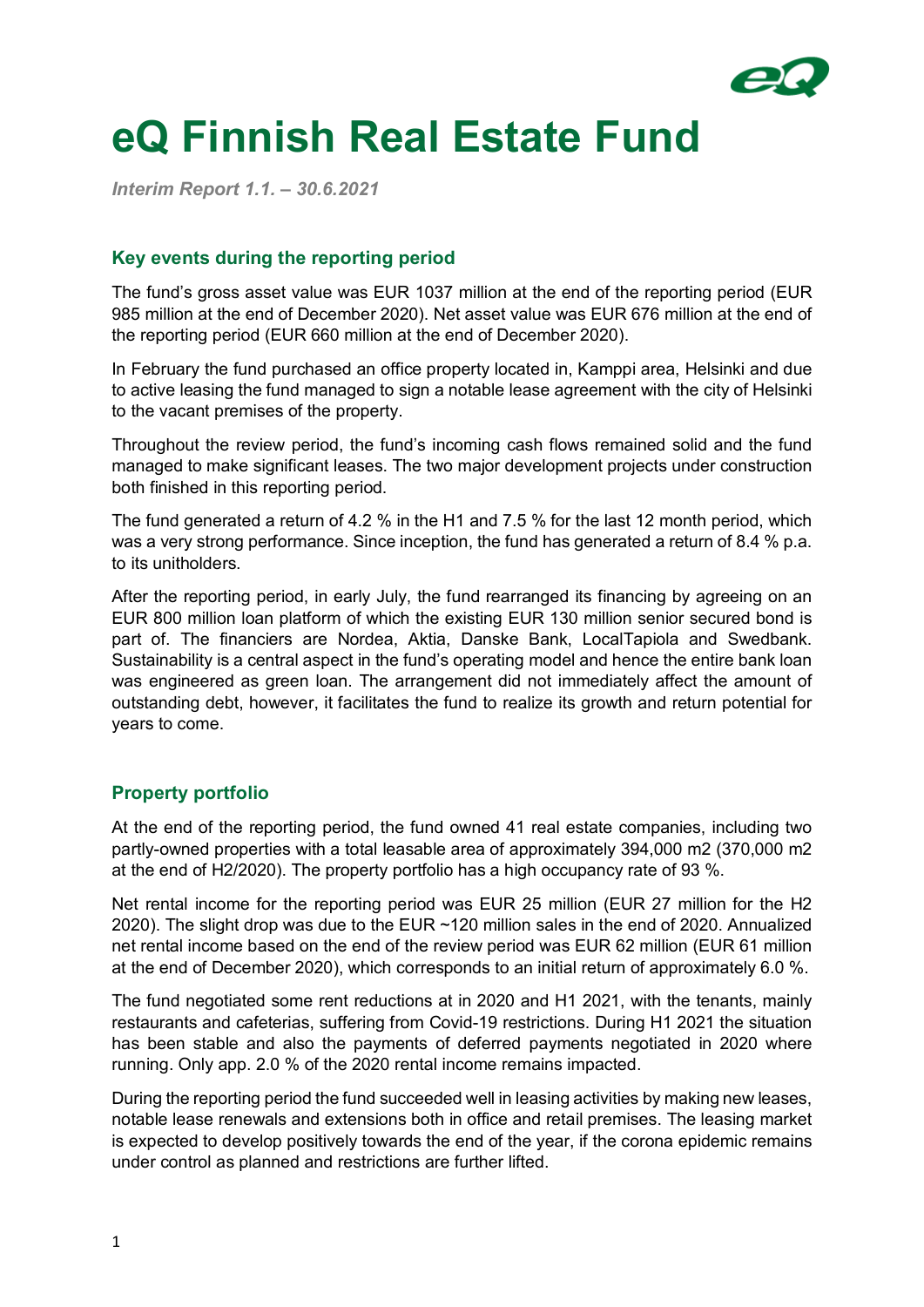# eQ Finnish Real Estate Fund

*Interim Report 1.1. – 30.6.2021*

## Key events during the reporting period

The fund's gross asset value was EUR 1037 million at the end of the reporting period (EUR 985 million at the end of December 2020). Net asset value was EUR 676 million at the end of the reporting period (EUR 660 million at the end of December 2020).

In February the fund purchased an office property located in, Kamppi area, Helsinki and due to active leasing the fund managed to sign a notable lease agreement with the city of Helsinki to the vacant premises of the property.

Throughout the review period, the fund's incoming cash flows remained solid and the fund managed to make significant leases. The two major development projects under construction both finished in this reporting period.

The fund generated a return of 4.2 % in the H1 and 7.5 % for the last 12 month period, which was a very strong performance. Since inception, the fund has generated a return of 8.4 % p.a. to its unitholders.

After the reporting period, in early July, the fund rearranged its financing by agreeing on an EUR 800 million loan platform of which the existing EUR 130 million senior secured bond is part of. The financiers are Nordea, Aktia, Danske Bank, LocalTapiola and Swedbank. Sustainability is a central aspect in the fund's operating model and hence the entire bank loan was engineered as green loan. The arrangement did not immediately affect the amount of outstanding debt, however, it facilitates the fund to realize its growth and return potential for years to come.

## Property portfolio

At the end of the reporting period, the fund owned 41 real estate companies, including two partly-owned properties with a total leasable area of approximately 394,000 m2 (370,000 m2 at the end of H2/2020). The property portfolio has a high occupancy rate of 93 %.

Net rental income for the reporting period was EUR 25 million (EUR 27 million for the H2 2020). The slight drop was due to the EUR ~120 million sales in the end of 2020. Annualized net rental income based on the end of the review period was EUR 62 million (EUR 61 million at the end of December 2020), which corresponds to an initial return of approximately 6.0 %.

The fund negotiated some rent reductions at in 2020 and H1 2021, with the tenants, mainly restaurants and cafeterias, suffering from Covid-19 restrictions. During H1 2021 the situation has been stable and also the payments of deferred payments negotiated in 2020 where running. Only app. 2.0 % of the 2020 rental income remains impacted.

During the reporting period the fund succeeded well in leasing activities by making new leases, notable lease renewals and extensions both in office and retail premises. The leasing market is expected to develop positively towards the end of the year, if the corona epidemic remains under control as planned and restrictions are further lifted.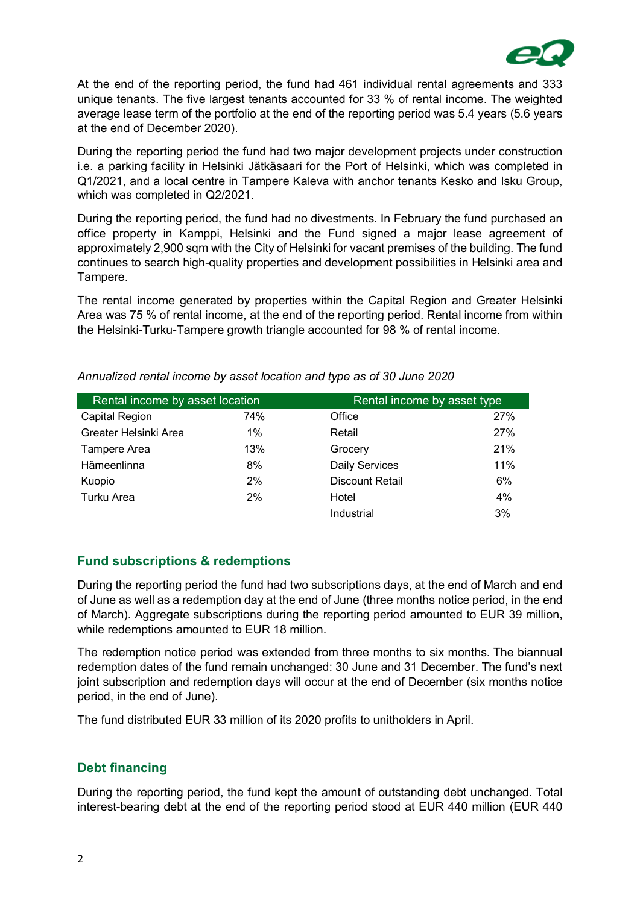At the end of the reporting period, the fund had 461 individual rental agreements and 333 unique tenants. The five largest tenants accounted for 33 % of rental income. The weighted average lease term of the portfolio at the end of the reporting period was 5.4 years (5.6 years at the end of December 2020).

During the reporting period the fund had two major development projects under construction i.e. a parking facility in Helsinki Jätkäsaari for the Port of Helsinki, which was completed in Q1/2021, and a local centre in Tampere Kaleva with anchor tenants Kesko and Isku Group, which was completed in Q2/2021.

During the reporting period, the fund had no divestments. In February the fund purchased an office property in Kamppi, Helsinki and the Fund signed a major lease agreement of approximately 2,900 sqm with the City of Helsinki for vacant premises of the building. The fund continues to search high-quality properties and development possibilities in Helsinki area and Tampere.

The rental income generated by properties within the Capital Region and Greater Helsinki Area was 75 % of rental income, at the end of the reporting period. Rental income from within the Helsinki-Turku-Tampere growth triangle accounted for 98 % of rental income.

*Annualized rental income by asset location and type as of 30 June 2020*

| Rental income by asset location | | Rental income by asset type | |
|---|---|---|---|
| Capital Region | 74% | Office | 27% |
| Greater Helsinki Area | 1% | Retail | 27% |
| Tampere Area | 13% | Grocery | 21% |
| Hämeenlinna | 8% | Daily Services | 11% |
| Kuopio | 2% | Discount Retail | 6% |
| Turku Area | 2% | Hotel | 4% |
| | | Industrial | 3% |

## Fund subscriptions & redemptions

During the reporting period the fund had two subscriptions days, at the end of March and end of June as well as a redemption day at the end of June (three months notice period, in the end of March). Aggregate subscriptions during the reporting period amounted to EUR 39 million, while redemptions amounted to EUR 18 million.

The redemption notice period was extended from three months to six months. The biannual redemption dates of the fund remain unchanged: 30 June and 31 December. The fund's next joint subscription and redemption days will occur at the end of December (six months notice period, in the end of June).

The fund distributed EUR 33 million of its 2020 profits to unitholders in April.

## Debt financing

During the reporting period, the fund kept the amount of outstanding debt unchanged. Total interest-bearing debt at the end of the reporting period stood at EUR 440 million (EUR 440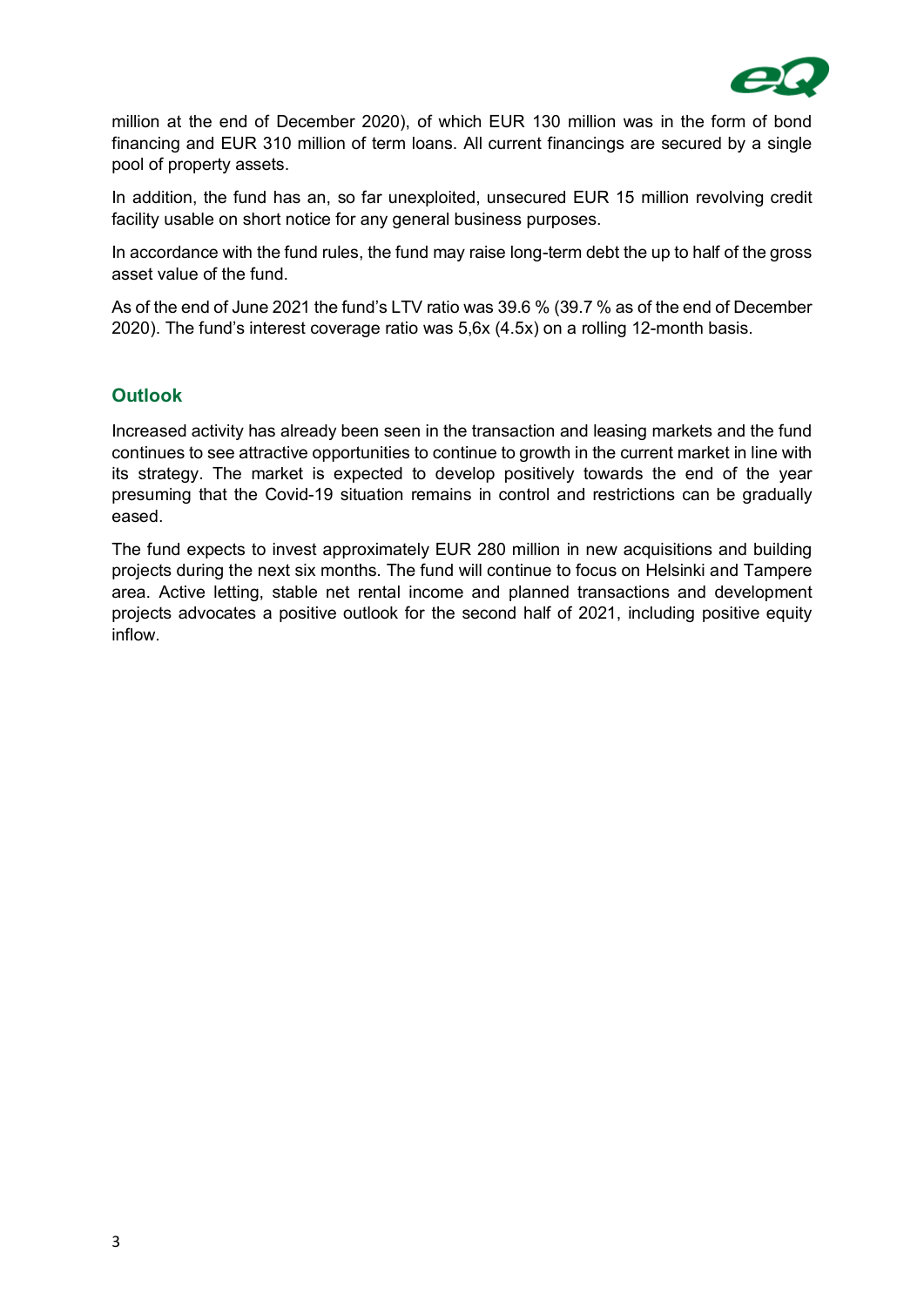million at the end of December 2020), of which EUR 130 million was in the form of bond financing and EUR 310 million of term loans. All current financings are secured by a single pool of property assets.

In addition, the fund has an, so far unexploited, unsecured EUR 15 million revolving credit facility usable on short notice for any general business purposes.

In accordance with the fund rules, the fund may raise long-term debt the up to half of the gross asset value of the fund.

As of the end of June 2021 the fund's LTV ratio was 39.6 % (39.7 % as of the end of December 2020). The fund's interest coverage ratio was 5,6x (4.5x) on a rolling 12-month basis.

## Outlook

Increased activity has already been seen in the transaction and leasing markets and the fund continues to see attractive opportunities to continue to growth in the current market in line with its strategy. The market is expected to develop positively towards the end of the year presuming that the Covid-19 situation remains in control and restrictions can be gradually eased.

The fund expects to invest approximately EUR 280 million in new acquisitions and building projects during the next six months. The fund will continue to focus on Helsinki and Tampere area. Active letting, stable net rental income and planned transactions and development projects advocates a positive outlook for the second half of 2021, including positive equity inflow.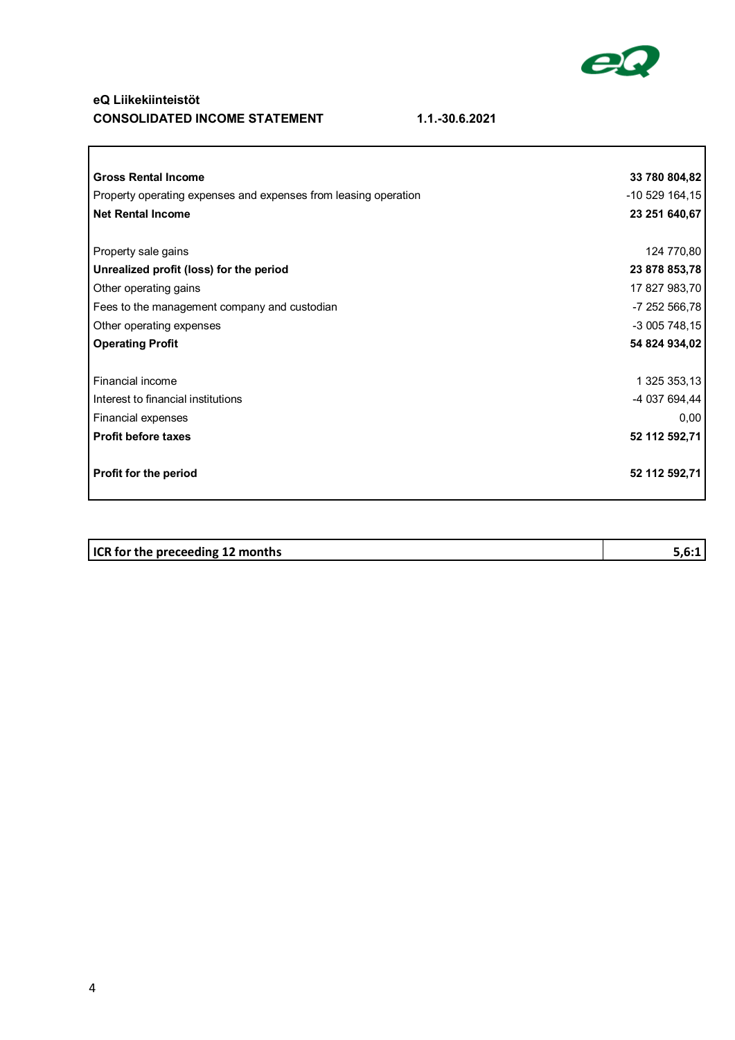**eQ Liikekiinteistöt**

**CONSOLIDATED INCOME STATEMENT** **1.1.-30.6.2021**

| | |
|---|---:|
| **Gross Rental Income** | **33 780 804,82** |
| Property operating expenses and expenses from leasing operation | -10 529 164,15 |
| **Net Rental Income** | **23 251 640,67** |
| | |
| Property sale gains | 124 770,80 |
| **Unrealized profit (loss) for the period** | **23 878 853,78** |
| Other operating gains | 17 827 983,70 |
| Fees to the management company and custodian | -7 252 566,78 |
| Other operating expenses | -3 005 748,15 |
| **Operating Profit** | **54 824 934,02** |
| | |
| Financial income | 1 325 353,13 |
| Interest to financial institutions | -4 037 694,44 |
| Financial expenses | 0,00 |
| **Profit before taxes** | **52 112 592,71** |
| | |
| **Profit for the period** | **52 112 592,71** |

| | |
|---|---:|
| **ICR for the preceeding 12 months** | **5,6:1** |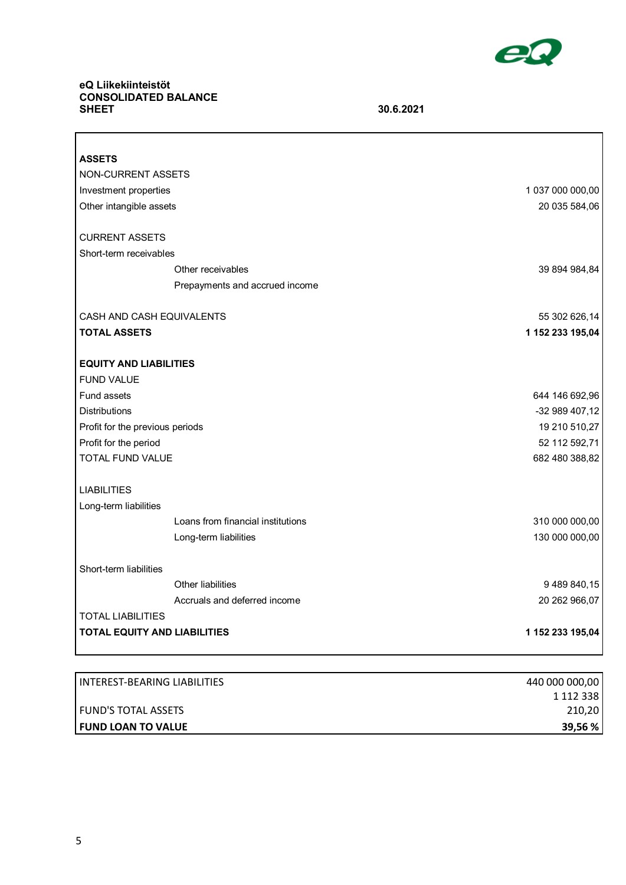**eQ Liikekiinteistöt**
**CONSOLIDATED BALANCE SHEET** **30.6.2021**

| | | |
|---|---|---|
| **ASSETS** | | |
| NON-CURRENT ASSETS | | |
| Investment properties | | 1 037 000 000,00 |
| Other intangible assets | | 20 035 584,06 |
| | | |
| CURRENT ASSETS | | |
| Short-term receivables | | |
| | Other receivables | 39 894 984,84 |
| | Prepayments and accrued income | |
| | | |
| CASH AND CASH EQUIVALENTS | | 55 302 626,14 |
| **TOTAL ASSETS** | | **1 152 233 195,04** |
| | | |
| **EQUITY AND LIABILITIES** | | |
| FUND VALUE | | |
| Fund assets | | 644 146 692,96 |
| Distributions | | -32 989 407,12 |
| Profit for the previous periods | | 19 210 510,27 |
| Profit for the period | | 52 112 592,71 |
| TOTAL FUND VALUE | | 682 480 388,82 |
| | | |
| LIABILITIES | | |
| Long-term liabilities | | |
| | Loans from financial institutions | 310 000 000,00 |
| | Long-term liabilities | 130 000 000,00 |
| | | |
| Short-term liabilities | | |
| | Other liabilities | 9 489 840,15 |
| | Accruals and deferred income | 20 262 966,07 |
| TOTAL LIABILITIES | | |
| **TOTAL EQUITY AND LIABILITIES** | | **1 152 233 195,04** |

| | |
|---|---|
| INTEREST-BEARING LIABILITIES | 440 000 000,00 |
| FUND'S TOTAL ASSETS | 1 112 338 210,20 |
| **FUND LOAN TO VALUE** | **39,56 %** |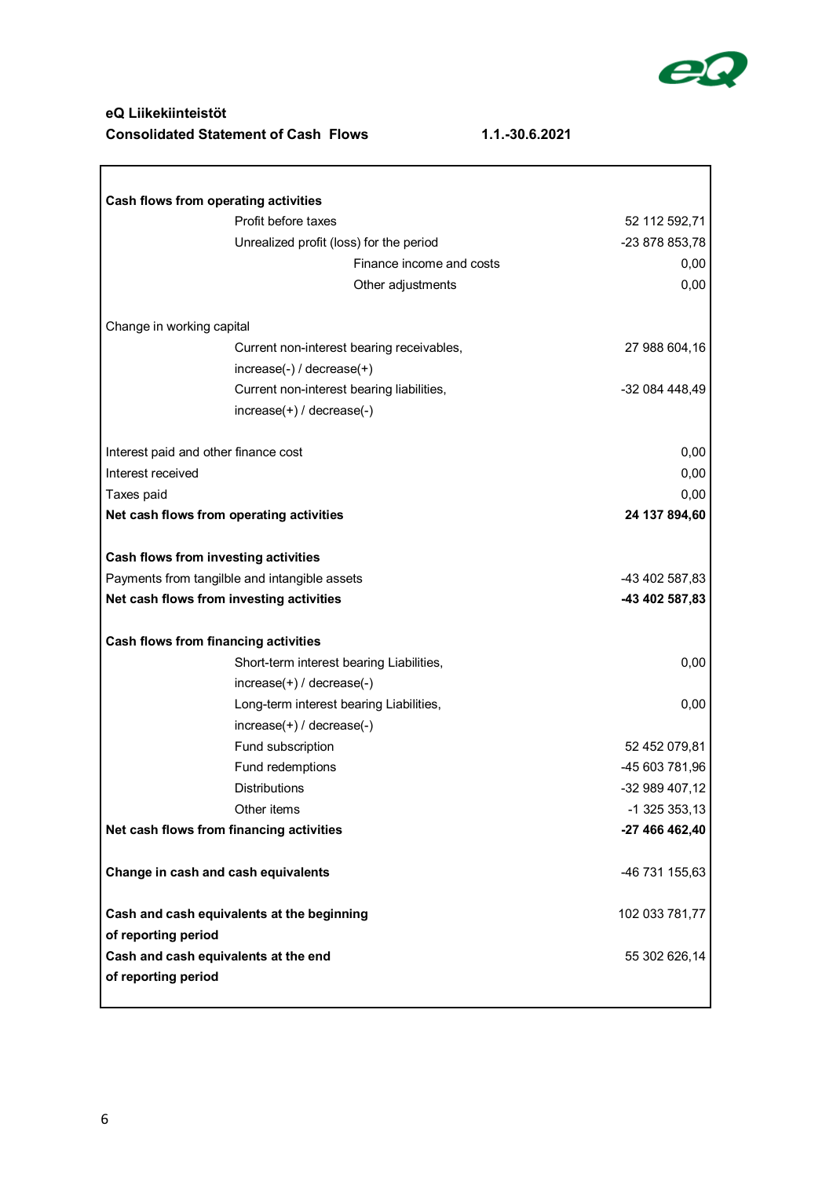**eQ Liikekiinteistöt**

**Consolidated Statement of Cash Flows** 1.1.-30.6.2021

| | |
|---|---|
| **Cash flows from operating activities** | |
| Profit before taxes | 52 112 592,71 |
| Unrealized profit (loss) for the period | -23 878 853,78 |
| Finance income and costs | 0,00 |
| Other adjustments | 0,00 |
| | |
| Change in working capital | |
| Current non-interest bearing receivables, increase(-) / decrease(+) | 27 988 604,16 |
| Current non-interest bearing liabilities, increase(+) / decrease(-) | -32 084 448,49 |
| | |
| Interest paid and other finance cost | 0,00 |
| Interest received | 0,00 |
| Taxes paid | 0,00 |
| **Net cash flows from operating activities** | **24 137 894,60** |
| | |
| **Cash flows from investing activities** | |
| Payments from tangilble and intangible assets | -43 402 587,83 |
| **Net cash flows from investing activities** | **-43 402 587,83** |
| | |
| **Cash flows from financing activities** | |
| Short-term interest bearing Liabilities, increase(+) / decrease(-) | 0,00 |
| Long-term interest bearing Liabilities, increase(+) / decrease(-) | 0,00 |
| Fund subscription | 52 452 079,81 |
| Fund redemptions | -45 603 781,96 |
| Distributions | -32 989 407,12 |
| Other items | -1 325 353,13 |
| **Net cash flows from financing activities** | **-27 466 462,40** |
| | |
| **Change in cash and cash equivalents** | -46 731 155,63 |
| | |
| **Cash and cash equivalents at the beginning of reporting period** | 102 033 781,77 |
| **Cash and cash equivalents at the end of reporting period** | 55 302 626,14 |